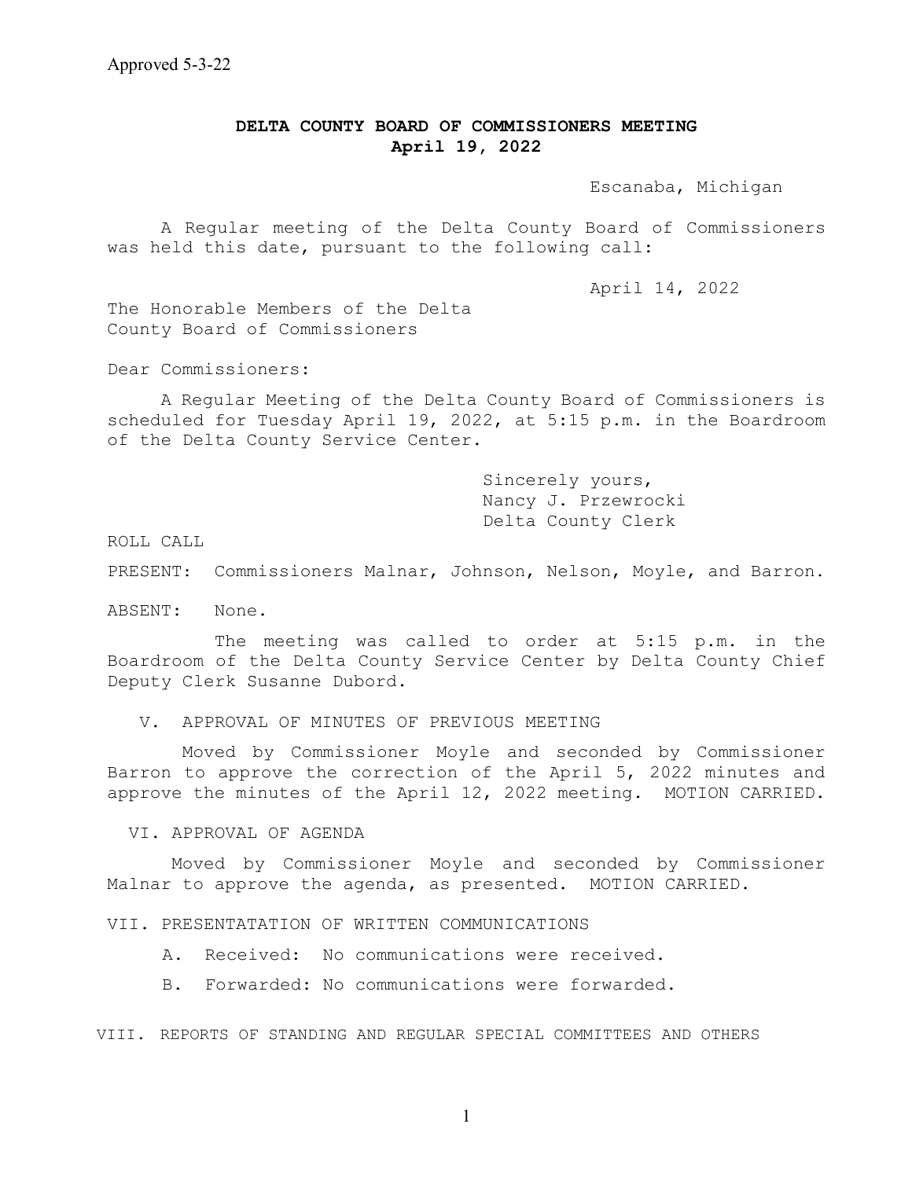Approved 5-3-22

# DELTA COUNTY BOARD OF COMMISSIONERS MEETING
## April 19, 2022

Escanaba, Michigan

A Regular meeting of the Delta County Board of Commissioners was held this date, pursuant to the following call:

April 14, 2022

The Honorable Members of the Delta County Board of Commissioners

Dear Commissioners:

A Regular Meeting of the Delta County Board of Commissioners is scheduled for Tuesday April 19, 2022, at 5:15 p.m. in the Boardroom of the Delta County Service Center.

Sincerely yours,
Nancy J. Przewrocki
Delta County Clerk

ROLL CALL

PRESENT: Commissioners Malnar, Johnson, Nelson, Moyle, and Barron.

ABSENT: None.

The meeting was called to order at 5:15 p.m. in the Boardroom of the Delta County Service Center by Delta County Chief Deputy Clerk Susanne Dubord.

V. APPROVAL OF MINUTES OF PREVIOUS MEETING

Moved by Commissioner Moyle and seconded by Commissioner Barron to approve the correction of the April 5, 2022 minutes and approve the minutes of the April 12, 2022 meeting. MOTION CARRIED.

VI. APPROVAL OF AGENDA

Moved by Commissioner Moyle and seconded by Commissioner Malnar to approve the agenda, as presented. MOTION CARRIED.

VII. PRESENTATATION OF WRITTEN COMMUNICATIONS

A. Received: No communications were received.

B. Forwarded: No communications were forwarded.

VIII. REPORTS OF STANDING AND REGULAR SPECIAL COMMITTEES AND OTHERS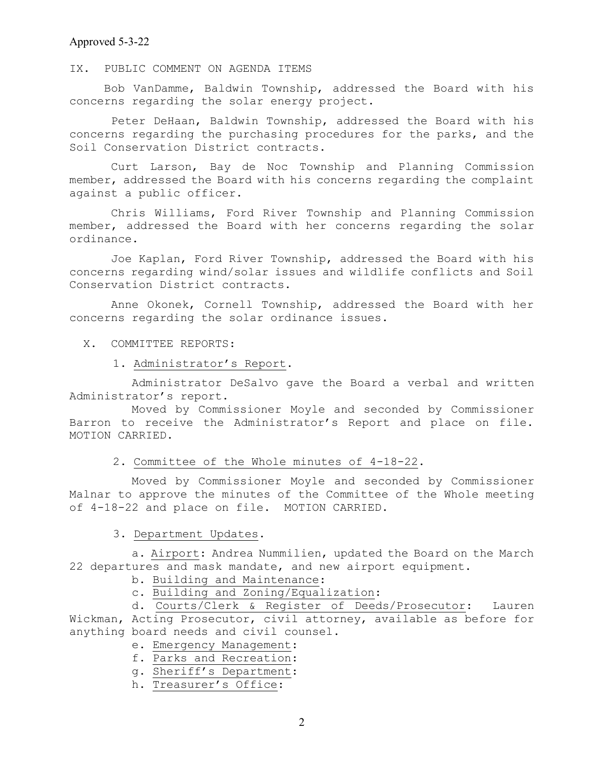Approved 5-3-22

## IX. PUBLIC COMMENT ON AGENDA ITEMS

Bob VanDamme, Baldwin Township, addressed the Board with his concerns regarding the solar energy project.

Peter DeHaan, Baldwin Township, addressed the Board with his concerns regarding the purchasing procedures for the parks, and the Soil Conservation District contracts.

Curt Larson, Bay de Noc Township and Planning Commission member, addressed the Board with his concerns regarding the complaint against a public officer.

Chris Williams, Ford River Township and Planning Commission member, addressed the Board with her concerns regarding the solar ordinance.

Joe Kaplan, Ford River Township, addressed the Board with his concerns regarding wind/solar issues and wildlife conflicts and Soil Conservation District contracts.

Anne Okonek, Cornell Township, addressed the Board with her concerns regarding the solar ordinance issues.

## X. COMMITTEE REPORTS:

1. Administrator's Report.

Administrator DeSalvo gave the Board a verbal and written Administrator's report.

Moved by Commissioner Moyle and seconded by Commissioner Barron to receive the Administrator's Report and place on file. MOTION CARRIED.

2. Committee of the Whole minutes of 4-18-22.

Moved by Commissioner Moyle and seconded by Commissioner Malnar to approve the minutes of the Committee of the Whole meeting of 4-18-22 and place on file. MOTION CARRIED.

3. Department Updates.

a. Airport: Andrea Nummilien, updated the Board on the March 22 departures and mask mandate, and new airport equipment.

b. Building and Maintenance:

c. Building and Zoning/Equalization:

d. Courts/Clerk & Register of Deeds/Prosecutor: Lauren Wickman, Acting Prosecutor, civil attorney, available as before for anything board needs and civil counsel.

e. Emergency Management:

f. Parks and Recreation:

g. Sheriff's Department:

h. Treasurer's Office: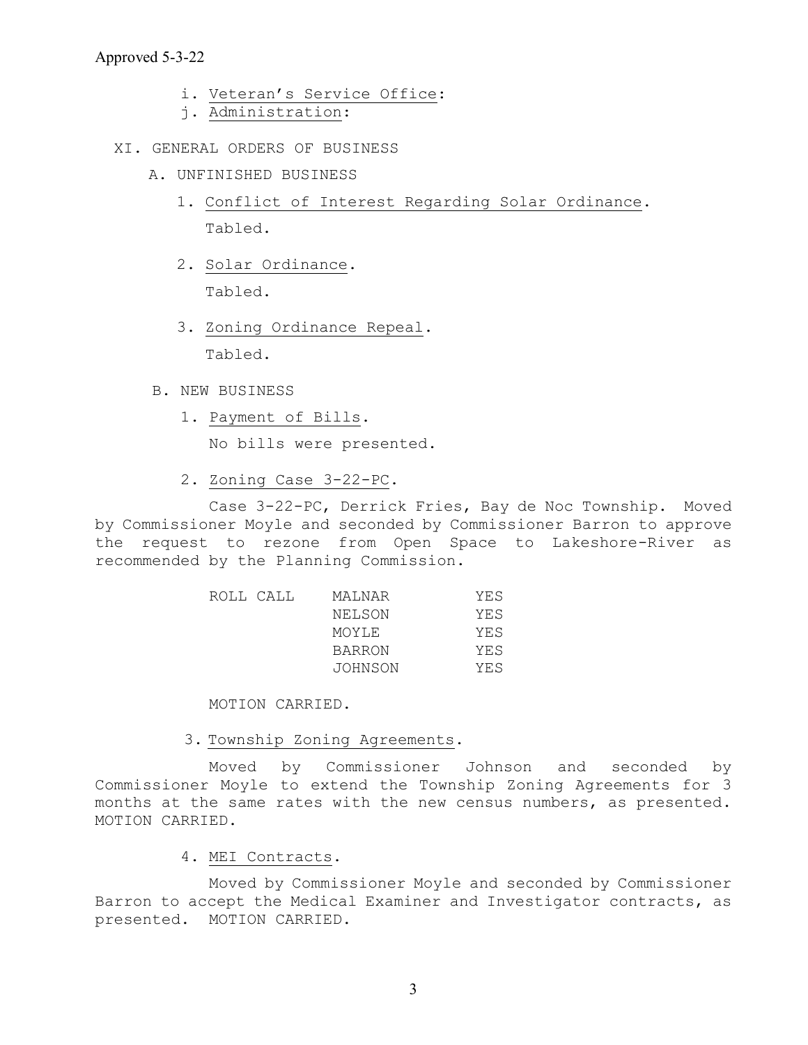Approved 5-3-22

i. Veteran's Service Office:

j. Administration:

XI. GENERAL ORDERS OF BUSINESS

A. UNFINISHED BUSINESS

1. Conflict of Interest Regarding Solar Ordinance.

   Tabled.

2. Solar Ordinance.

   Tabled.

3. Zoning Ordinance Repeal.

   Tabled.

B. NEW BUSINESS

1. Payment of Bills.

   No bills were presented.

2. Zoning Case 3-22-PC.

Case 3-22-PC, Derrick Fries, Bay de Noc Township. Moved by Commissioner Moyle and seconded by Commissioner Barron to approve the request to rezone from Open Space to Lakeshore-River as recommended by the Planning Commission.

| ROLL CALL | MALNAR | YES |
|---|---|---|
| | NELSON | YES |
| | MOYLE | YES |
| | BARRON | YES |
| | JOHNSON | YES |

MOTION CARRIED.

3. Township Zoning Agreements.

Moved by Commissioner Johnson and seconded by Commissioner Moyle to extend the Township Zoning Agreements for 3 months at the same rates with the new census numbers, as presented. MOTION CARRIED.

4. MEI Contracts.

Moved by Commissioner Moyle and seconded by Commissioner Barron to accept the Medical Examiner and Investigator contracts, as presented. MOTION CARRIED.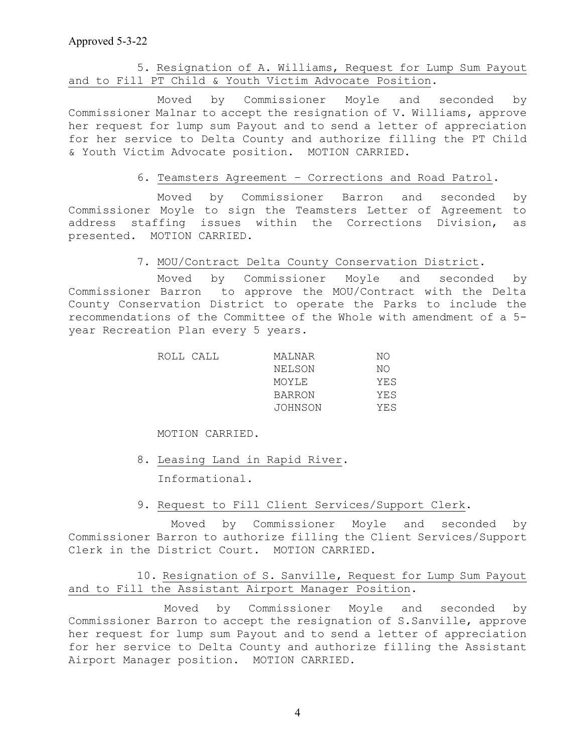Approved 5-3-22

5. Resignation of A. Williams, Request for Lump Sum Payout and to Fill PT Child & Youth Victim Advocate Position.

Moved by Commissioner Moyle and seconded by Commissioner Malnar to accept the resignation of V. Williams, approve her request for lump sum Payout and to send a letter of appreciation for her service to Delta County and authorize filling the PT Child & Youth Victim Advocate position. MOTION CARRIED.

6. Teamsters Agreement – Corrections and Road Patrol.

Moved by Commissioner Barron and seconded by Commissioner Moyle to sign the Teamsters Letter of Agreement to address staffing issues within the Corrections Division, as presented. MOTION CARRIED.

7. MOU/Contract Delta County Conservation District.

Moved by Commissioner Moyle and seconded by Commissioner Barron to approve the MOU/Contract with the Delta County Conservation District to operate the Parks to include the recommendations of the Committee of the Whole with amendment of a 5-year Recreation Plan every 5 years.

| ROLL CALL | | |
|---|---|---|
| | MALNAR | NO |
| | NELSON | NO |
| | MOYLE | YES |
| | BARRON | YES |
| | JOHNSON | YES |

MOTION CARRIED.

8. Leasing Land in Rapid River.

Informational.

9. Request to Fill Client Services/Support Clerk.

Moved by Commissioner Moyle and seconded by Commissioner Barron to authorize filling the Client Services/Support Clerk in the District Court. MOTION CARRIED.

10. Resignation of S. Sanville, Request for Lump Sum Payout and to Fill the Assistant Airport Manager Position.

Moved by Commissioner Moyle and seconded by Commissioner Barron to accept the resignation of S.Sanville, approve her request for lump sum Payout and to send a letter of appreciation for her service to Delta County and authorize filling the Assistant Airport Manager position. MOTION CARRIED.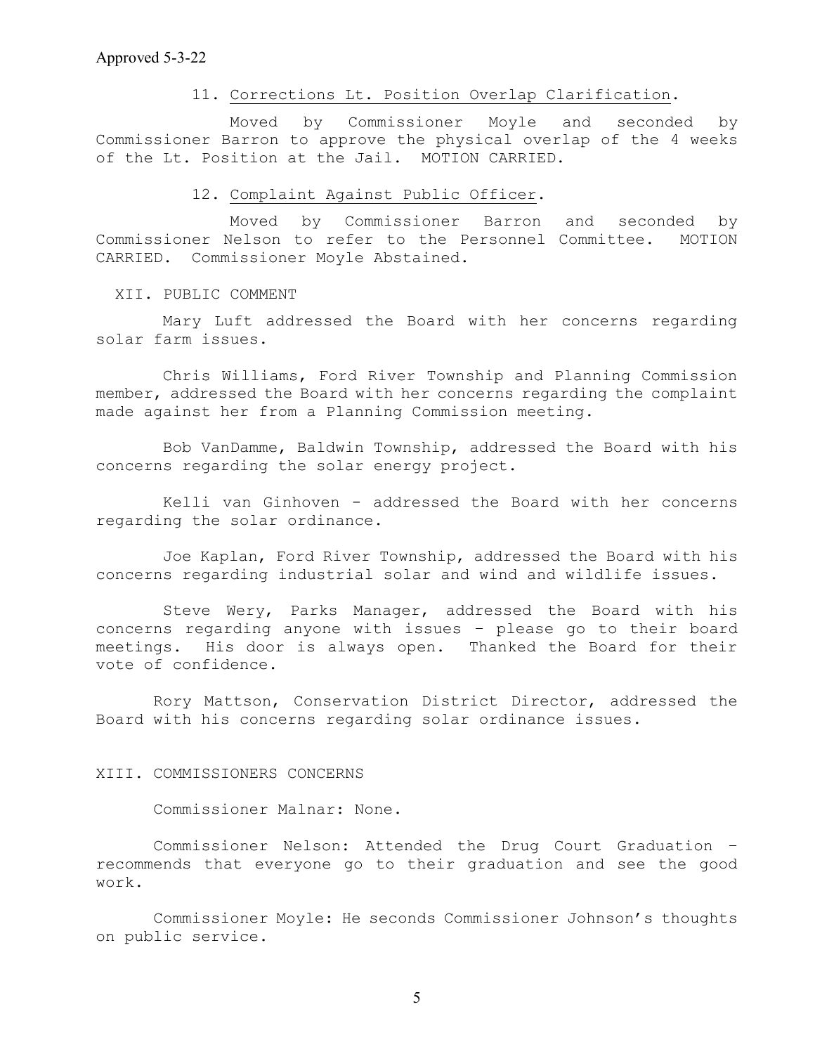Approved 5-3-22

11. Corrections Lt. Position Overlap Clarification.

Moved by Commissioner Moyle and seconded by Commissioner Barron to approve the physical overlap of the 4 weeks of the Lt. Position at the Jail. MOTION CARRIED.

12. Complaint Against Public Officer.

Moved by Commissioner Barron and seconded by Commissioner Nelson to refer to the Personnel Committee. MOTION CARRIED. Commissioner Moyle Abstained.

XII. PUBLIC COMMENT

Mary Luft addressed the Board with her concerns regarding solar farm issues.

Chris Williams, Ford River Township and Planning Commission member, addressed the Board with her concerns regarding the complaint made against her from a Planning Commission meeting.

Bob VanDamme, Baldwin Township, addressed the Board with his concerns regarding the solar energy project.

Kelli van Ginhoven - addressed the Board with her concerns regarding the solar ordinance.

Joe Kaplan, Ford River Township, addressed the Board with his concerns regarding industrial solar and wind and wildlife issues.

Steve Wery, Parks Manager, addressed the Board with his concerns regarding anyone with issues – please go to their board meetings. His door is always open. Thanked the Board for their vote of confidence.

Rory Mattson, Conservation District Director, addressed the Board with his concerns regarding solar ordinance issues.

XIII. COMMISSIONERS CONCERNS

Commissioner Malnar: None.

Commissioner Nelson: Attended the Drug Court Graduation – recommends that everyone go to their graduation and see the good work.

Commissioner Moyle: He seconds Commissioner Johnson's thoughts on public service.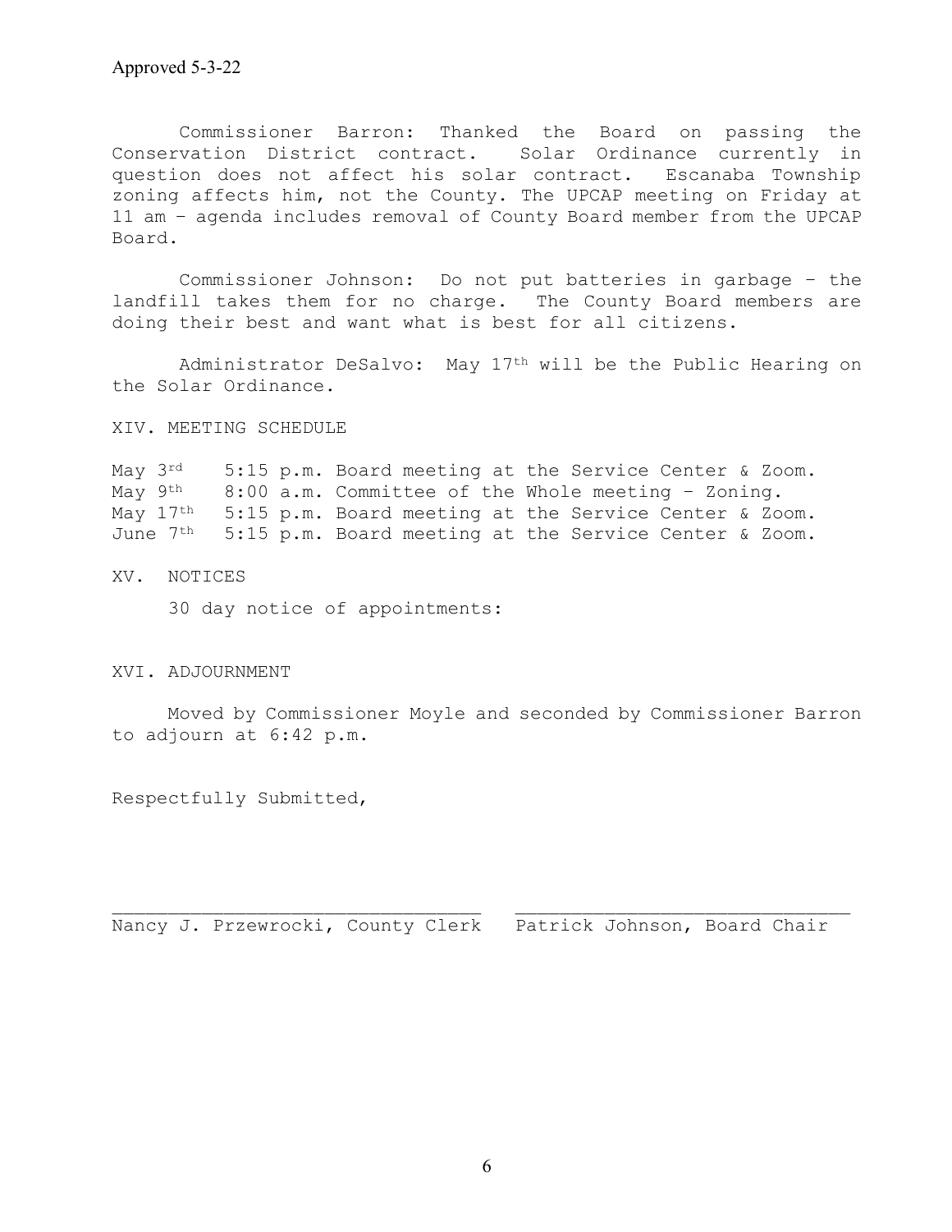Approved 5-3-22

Commissioner Barron: Thanked the Board on passing the Conservation District contract. Solar Ordinance currently in question does not affect his solar contract. Escanaba Township zoning affects him, not the County. The UPCAP meeting on Friday at 11 am – agenda includes removal of County Board member from the UPCAP Board.

Commissioner Johnson: Do not put batteries in garbage – the landfill takes them for no charge. The County Board members are doing their best and want what is best for all citizens.

Administrator DeSalvo: May 17th will be the Public Hearing on the Solar Ordinance.

XIV. MEETING SCHEDULE

| | |
|---|---|
| May 3rd | 5:15 p.m. Board meeting at the Service Center & Zoom. |
| May 9th | 8:00 a.m. Committee of the Whole meeting – Zoning. |
| May 17th | 5:15 p.m. Board meeting at the Service Center & Zoom. |
| June 7th | 5:15 p.m. Board meeting at the Service Center & Zoom. |

XV. NOTICES

30 day notice of appointments:

XVI. ADJOURNMENT

Moved by Commissioner Moyle and seconded by Commissioner Barron to adjourn at 6:42 p.m.

Respectfully Submitted,

_________________________________ _______________________________

Nancy J. Przewrocki, County Clerk Patrick Johnson, Board Chair